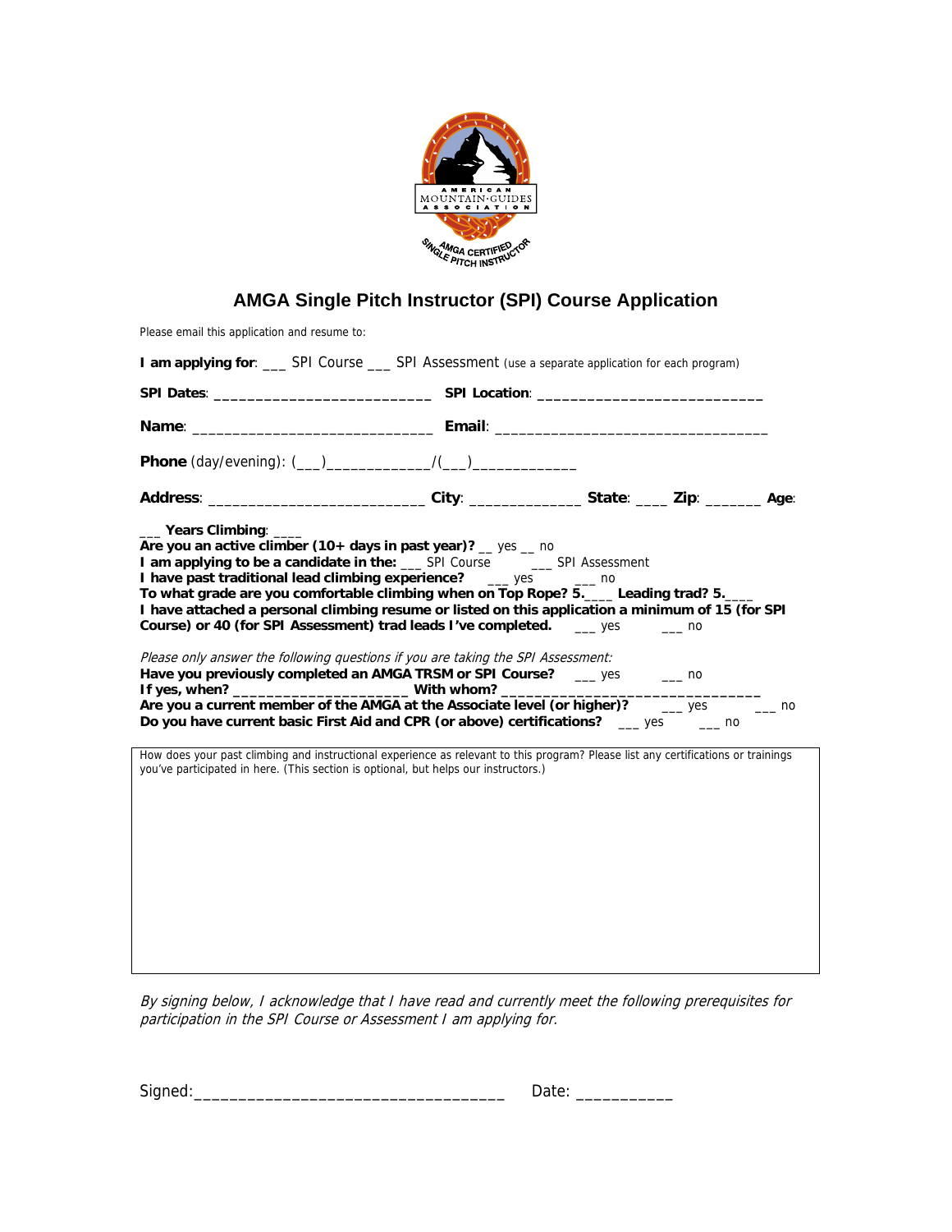# AMGA Single Pitch Instructor (SPI) Course Application

Please email this application and resume to:

**I am applying for**: ___ SPI Course ___ SPI Assessment (use a separate application for each program)

**SPI Dates**: __________________________ **SPI Location**: __________________________

**Name**: ____________________________ **Email**: ________________________________

**Phone** (day/evening): (___)____________/(___)____________

**Address**: __________________________ **City**: _____________ **State**: ____ **Zip**: _______ **Age**:

___ **Years Climbing**: ____

**Are you an active climber (10+ days in past year)?** __ yes __ no

**I am applying to be a candidate in the:** ___ SPI Course ___ SPI Assessment

**I have past traditional lead climbing experience?** ___ yes ___ no

**To what grade are you comfortable climbing when on Top Rope? 5.___ Leading trad? 5.___**

**I have attached a personal climbing resume or listed on this application a minimum of 15 (for SPI Course) or 40 (for SPI Assessment) trad leads I've completed.** ___ yes ___ no

*Please only answer the following questions if you are taking the SPI Assessment:*

**Have you previously completed an AMGA TRSM or SPI Course?** ___ yes ___ no

**If yes, when?** ____________________ **With whom?** ______________________________

**Are you a current member of the AMGA at the Associate level (or higher)?** ___ yes ___ no

**Do you have current basic First Aid and CPR (or above) certifications?** ___ yes ___ no

How does your past climbing and instructional experience as relevant to this program? Please list any certifications or trainings you've participated in here. (This section is optional, but helps our instructors.)

*By signing below, I acknowledge that I have read and currently meet the following prerequisites for participation in the SPI Course or Assessment I am applying for.*

Signed:__________________________________ Date: __________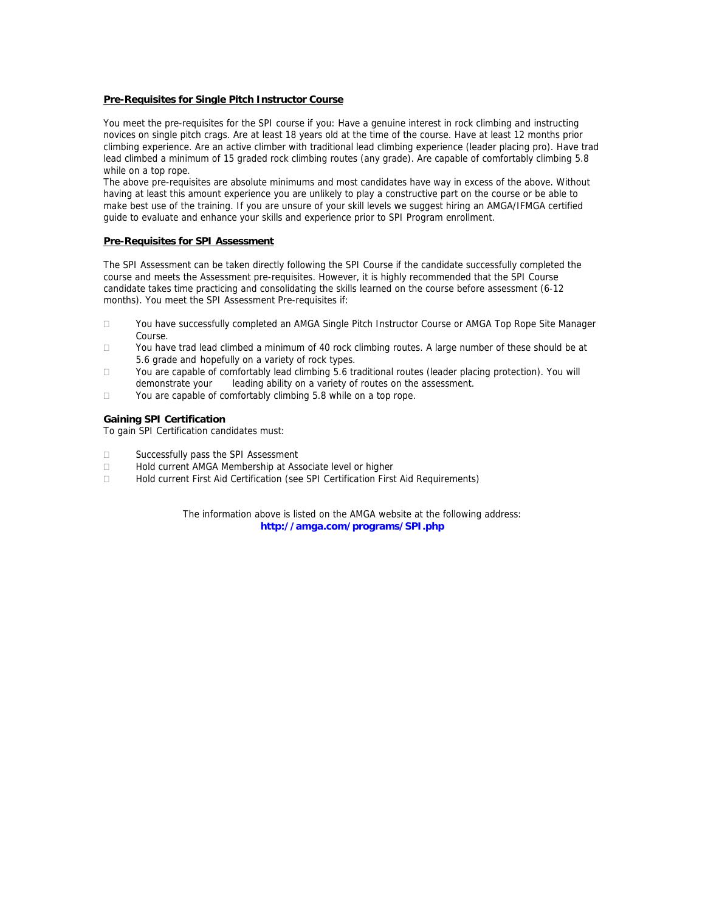**Pre-Requisites for Single Pitch Instructor Course**

You meet the pre-requisites for the SPI course if you: Have a genuine interest in rock climbing and instructing novices on single pitch crags. Are at least 18 years old at the time of the course. Have at least 12 months prior climbing experience. Are an active climber with traditional lead climbing experience (leader placing pro). Have trad lead climbed a minimum of 15 graded rock climbing routes (any grade). Are capable of comfortably climbing 5.8 while on a top rope.

The above pre-requisites are absolute minimums and most candidates have way in excess of the above. Without having at least this amount experience you are unlikely to play a constructive part on the course or be able to make best use of the training. If you are unsure of your skill levels we suggest hiring an AMGA/IFMGA certified guide to evaluate and enhance your skills and experience prior to SPI Program enrollment.

**Pre-Requisites for SPI Assessment**

The SPI Assessment can be taken directly following the SPI Course if the candidate successfully completed the course and meets the Assessment pre-requisites. However, it is highly recommended that the SPI Course candidate takes time practicing and consolidating the skills learned on the course before assessment (6-12 months). You meet the SPI Assessment Pre-requisites if:

- You have successfully completed an AMGA Single Pitch Instructor Course or AMGA Top Rope Site Manager Course.
- You have trad lead climbed a minimum of 40 rock climbing routes. A large number of these should be at 5.6 grade and hopefully on a variety of rock types.
- You are capable of comfortably lead climbing 5.6 traditional routes (leader placing protection). You will demonstrate your leading ability on a variety of routes on the assessment.
- You are capable of comfortably climbing 5.8 while on a top rope.

**Gaining SPI Certification**

To gain SPI Certification candidates must:

- Successfully pass the SPI Assessment
- Hold current AMGA Membership at Associate level or higher
- Hold current First Aid Certification (see SPI Certification First Aid Requirements)

The information above is listed on the AMGA website at the following address:
**http://amga.com/programs/SPI.php**